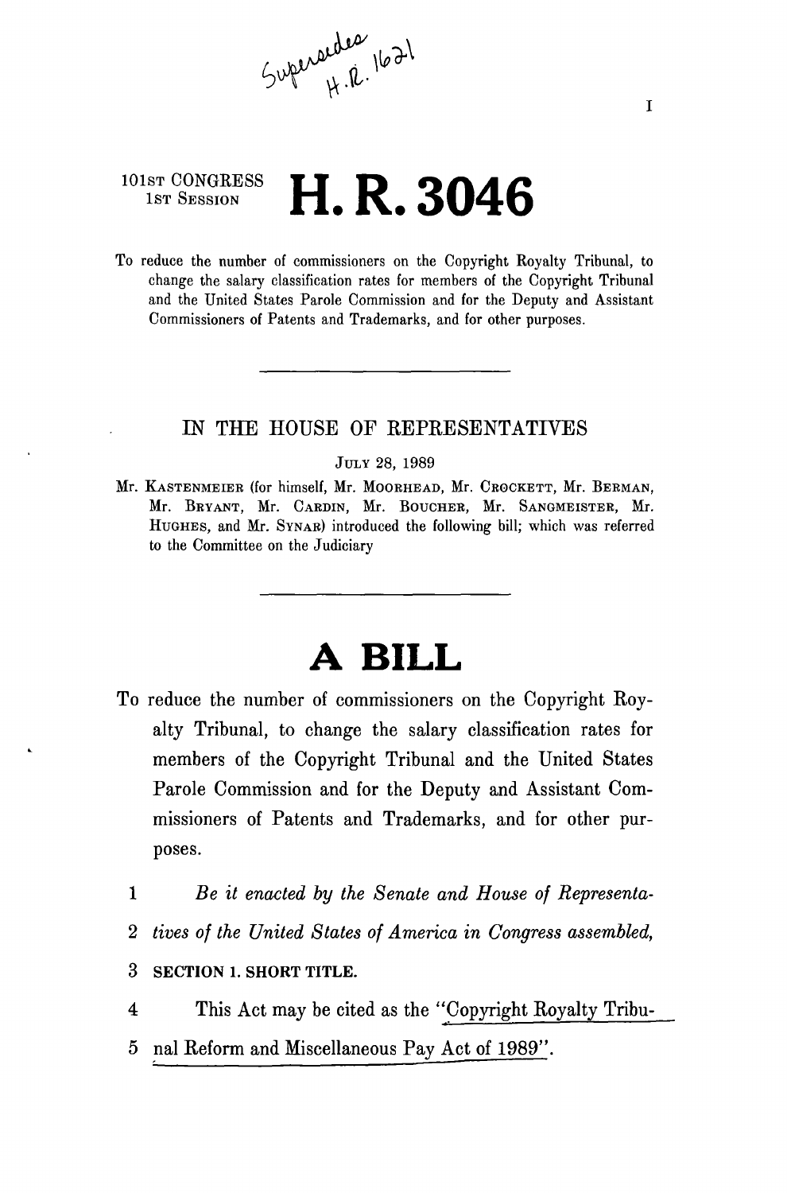Supersedes H.R. 1621

101ST CONGRESS
1ST SESSION

# H. R. 3046

To reduce the number of commissioners on the Copyright Royalty Tribunal, to change the salary classification rates for members of the Copyright Tribunal and the United States Parole Commission and for the Deputy and Assistant Commissioners of Patents and Trademarks, and for other purposes.

---

## IN THE HOUSE OF REPRESENTATIVES

JULY 28, 1989

Mr. KASTENMEIER (for himself, Mr. MOORHEAD, Mr. CROCKETT, Mr. BERMAN, Mr. BRYANT, Mr. CARDIN, Mr. BOUCHER, Mr. SANGMEISTER, Mr. HUGHES, and Mr. SYNAR) introduced the following bill; which was referred to the Committee on the Judiciary

---

# A BILL

To reduce the number of commissioners on the Copyright Royalty Tribunal, to change the salary classification rates for members of the Copyright Tribunal and the United States Parole Commission and for the Deputy and Assistant Commissioners of Patents and Trademarks, and for other purposes.

1 *Be it enacted by the Senate and House of Representa-*
2 *tives of the United States of America in Congress assembled,*
3 **SECTION 1. SHORT TITLE.**
4 This Act may be cited as the "Copyright Royalty Tribu-
5 nal Reform and Miscellaneous Pay Act of 1989".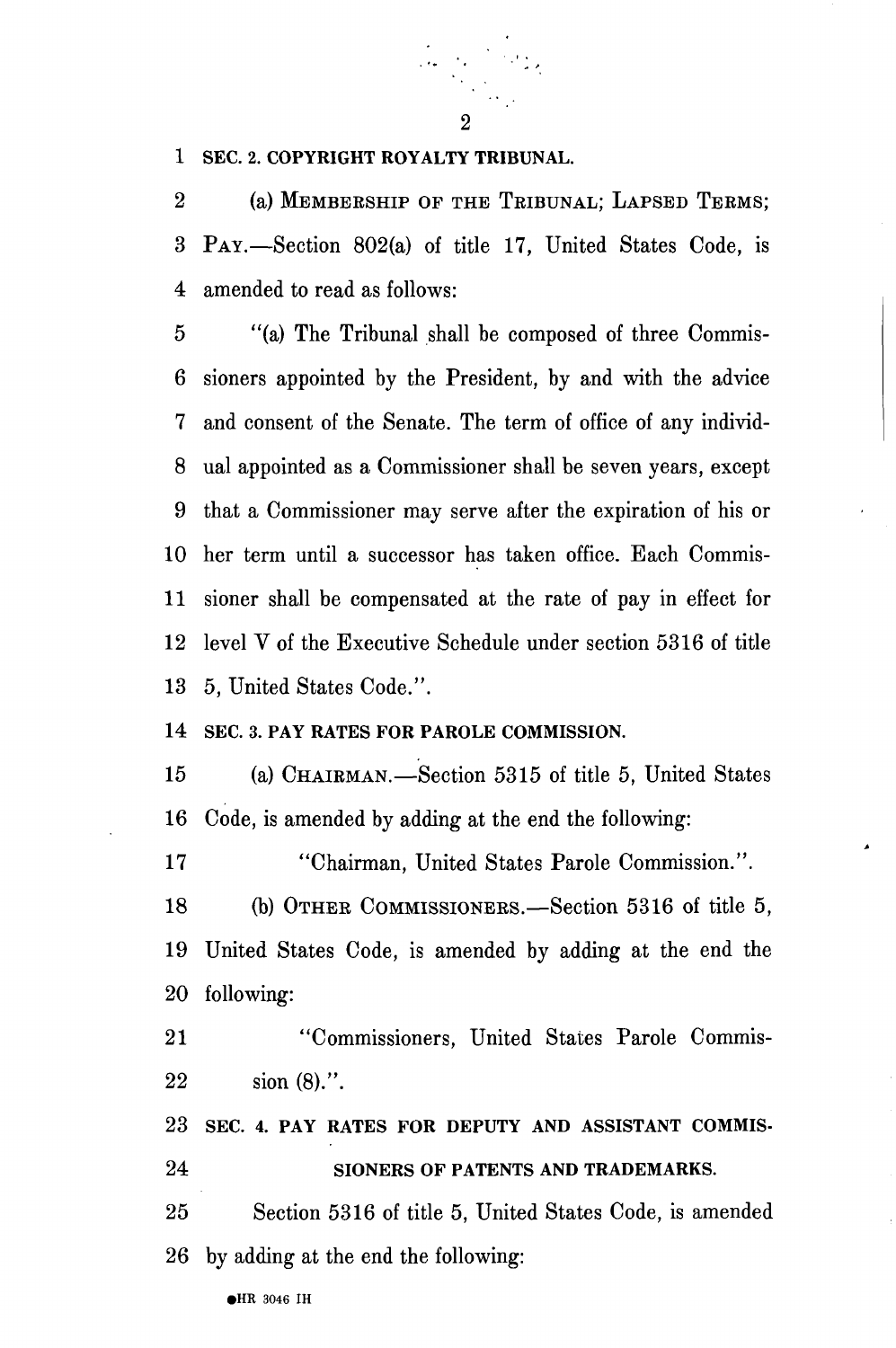**SEC. 2. COPYRIGHT ROYALTY TRIBUNAL.**

(a) MEMBERSHIP OF THE TRIBUNAL; LAPSED TERMS; PAY.—Section 802(a) of title 17, United States Code, is amended to read as follows:

"(a) The Tribunal shall be composed of three Commissioners appointed by the President, by and with the advice and consent of the Senate. The term of office of any individual appointed as a Commissioner shall be seven years, except that a Commissioner may serve after the expiration of his or her term until a successor has taken office. Each Commissioner shall be compensated at the rate of pay in effect for level V of the Executive Schedule under section 5316 of title 5, United States Code.".

**SEC. 3. PAY RATES FOR PAROLE COMMISSION.**

(a) CHAIRMAN.—Section 5315 of title 5, United States Code, is amended by adding at the end the following:

"Chairman, United States Parole Commission.".

(b) OTHER COMMISSIONERS.—Section 5316 of title 5, United States Code, is amended by adding at the end the following:

"Commissioners, United States Parole Commission (8).".

**SEC. 4. PAY RATES FOR DEPUTY AND ASSISTANT COMMISSIONERS OF PATENTS AND TRADEMARKS.**

Section 5316 of title 5, United States Code, is amended by adding at the end the following: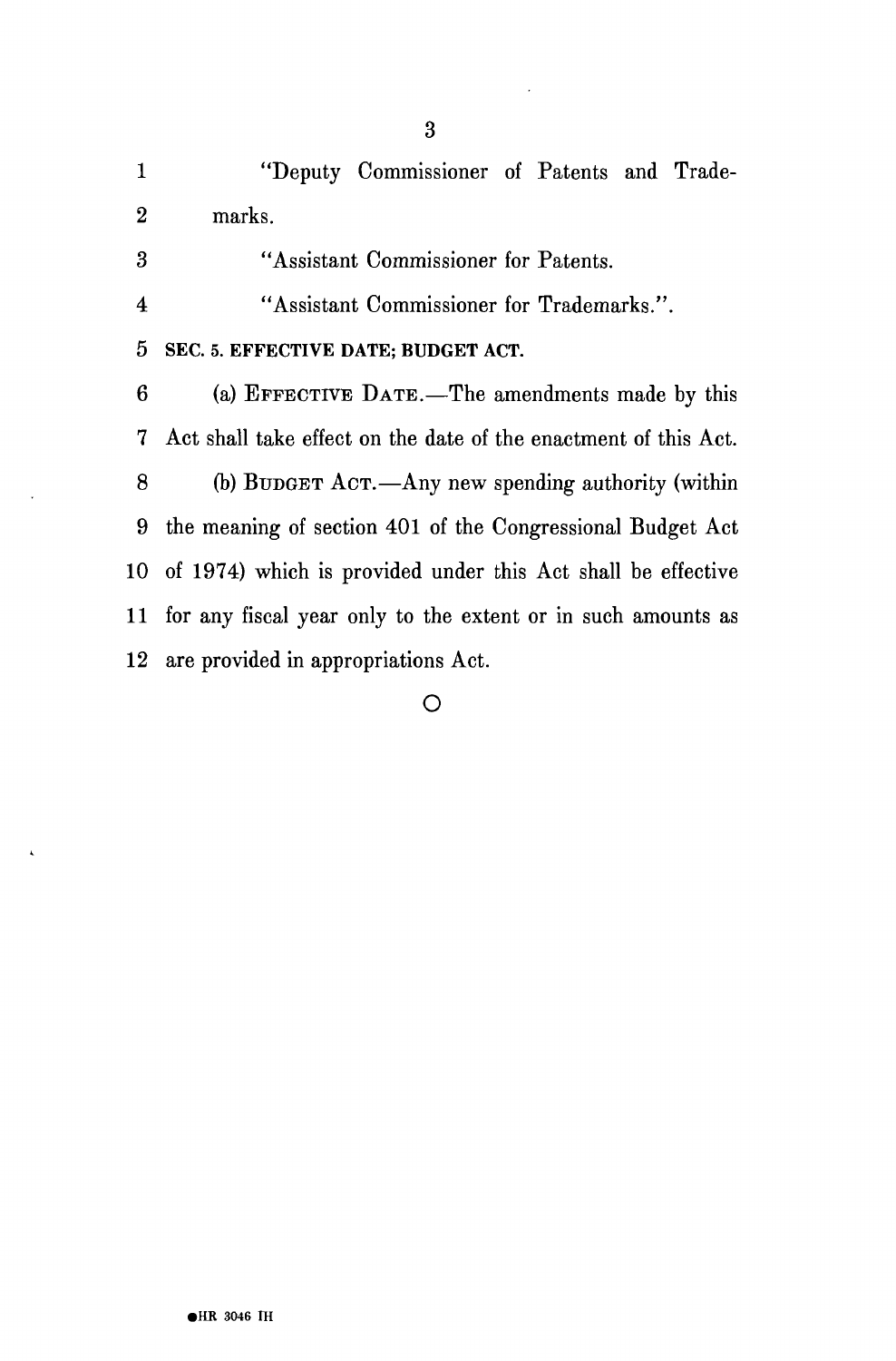"Deputy Commissioner of Patents and Trademarks.

"Assistant Commissioner for Patents.

"Assistant Commissioner for Trademarks.".

**SEC. 5. EFFECTIVE DATE; BUDGET ACT.**

(a) EFFECTIVE DATE.—The amendments made by this Act shall take effect on the date of the enactment of this Act.

(b) BUDGET ACT.—Any new spending authority (within the meaning of section 401 of the Congressional Budget Act of 1974) which is provided under this Act shall be effective for any fiscal year only to the extent or in such amounts as are provided in appropriations Act.

○